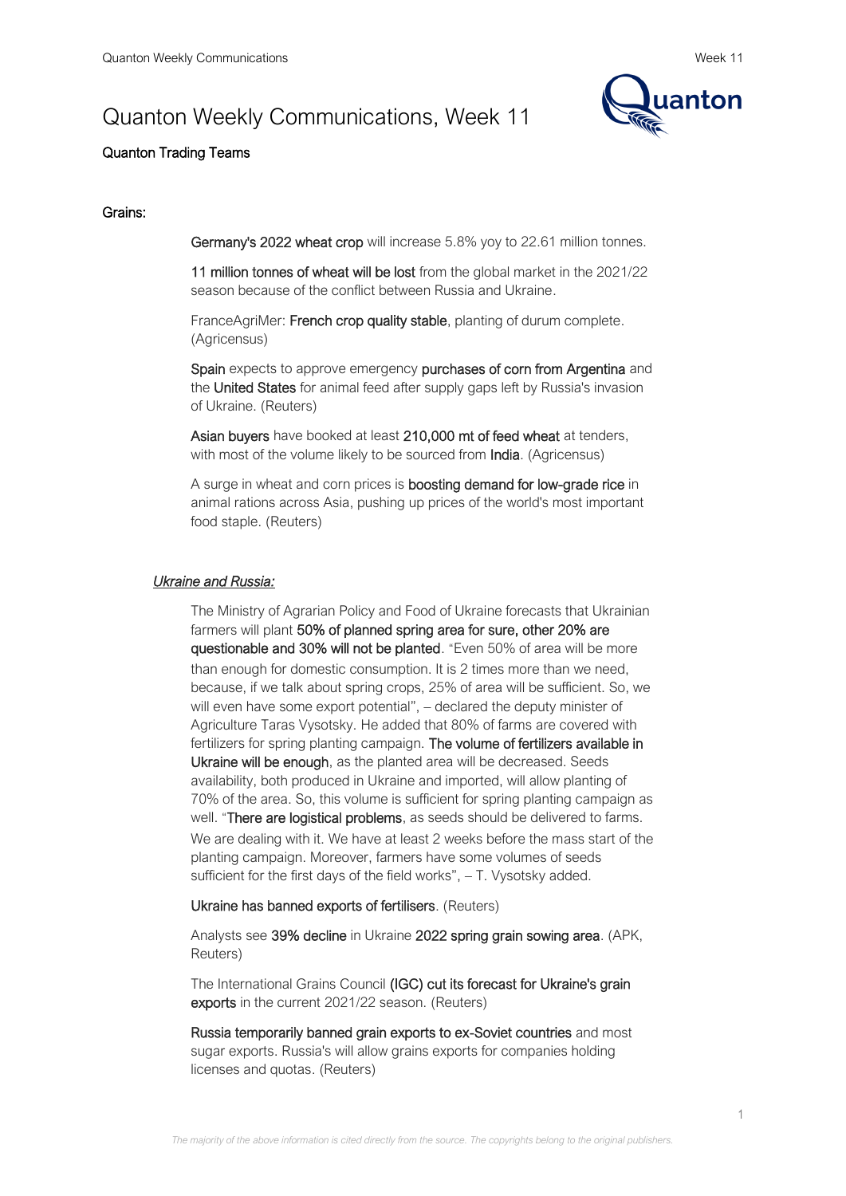# Quanton Weekly Communications, Week 11

**Quanton Trading Teams**

## Grains:

**Germany's 2022 wheat crop** will increase 5.8% yoy to 22.61 million tonnes.

**11 million tonnes of wheat will be lost** from the global market in the 2021/22 season because of the conflict between Russia and Ukraine.

FranceAgriMer: **French crop quality stable**, planting of durum complete. (Agricensus)

**Spain** expects to approve emergency **purchases of corn from Argentina** and the **United States** for animal feed after supply gaps left by Russia's invasion of Ukraine. (Reuters)

**Asian buyers** have booked at least **210,000 mt of feed wheat** at tenders, with most of the volume likely to be sourced from **India**. (Agricensus)

A surge in wheat and corn prices is **boosting demand for low-grade rice** in animal rations across Asia, pushing up prices of the world's most important food staple. (Reuters)

### *Ukraine and Russia:*

The Ministry of Agrarian Policy and Food of Ukraine forecasts that Ukrainian farmers will plant **50% of planned spring area for sure, other 20% are questionable and 30% will not be planted**. "Even 50% of area will be more than enough for domestic consumption. It is 2 times more than we need, because, if we talk about spring crops, 25% of area will be sufficient. So, we will even have some export potential", – declared the deputy minister of Agriculture Taras Vysotsky. He added that 80% of farms are covered with fertilizers for spring planting campaign. **The volume of fertilizers available in Ukraine will be enough**, as the planted area will be decreased. Seeds availability, both produced in Ukraine and imported, will allow planting of 70% of the area. So, this volume is sufficient for spring planting campaign as well. "**There are logistical problems**, as seeds should be delivered to farms. We are dealing with it. We have at least 2 weeks before the mass start of the planting campaign. Moreover, farmers have some volumes of seeds sufficient for the first days of the field works", – T. Vysotsky added.

**Ukraine has banned exports of fertilisers**. (Reuters)

Analysts see **39% decline** in Ukraine **2022 spring grain sowing area**. (APK, Reuters)

The International Grains Council **(IGC) cut its forecast for Ukraine's grain exports** in the current 2021/22 season. (Reuters)

**Russia temporarily banned grain exports to ex-Soviet countries** and most sugar exports. Russia's will allow grains exports for companies holding licenses and quotas. (Reuters)

*The majority of the above information is cited directly from the source. The copyrights belong to the original publishers.*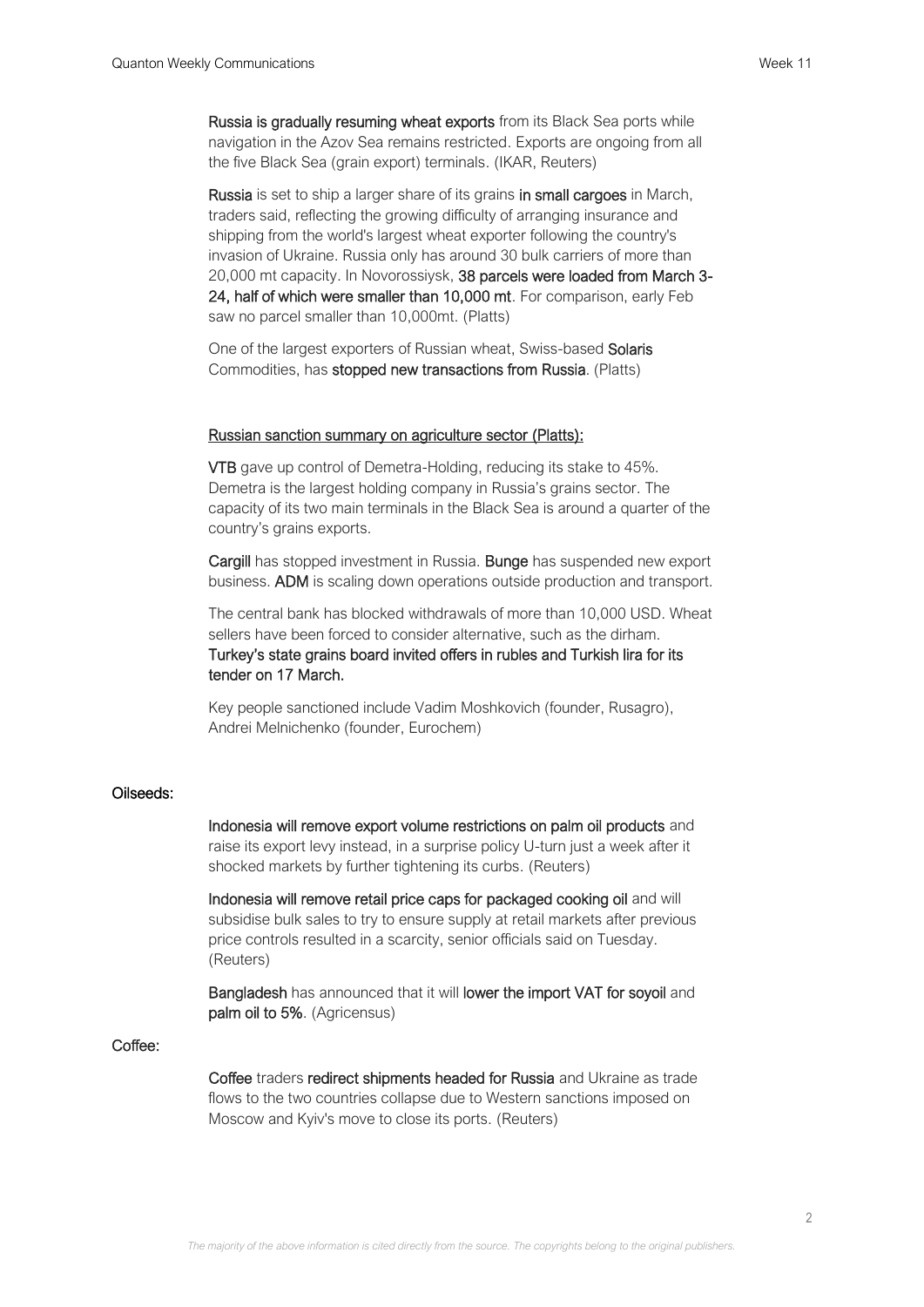**Russia is gradually resuming wheat exports** from its Black Sea ports while navigation in the Azov Sea remains restricted. Exports are ongoing from all the five Black Sea (grain export) terminals. (IKAR, Reuters)

**Russia** is set to ship a larger share of its grains **in small cargoes** in March, traders said, reflecting the growing difficulty of arranging insurance and shipping from the world's largest wheat exporter following the country's invasion of Ukraine. Russia only has around 30 bulk carriers of more than 20,000 mt capacity. In Novorossiysk, **38 parcels were loaded from March 3-24, half of which were smaller than 10,000 mt**. For comparison, early Feb saw no parcel smaller than 10,000mt. (Platts)

One of the largest exporters of Russian wheat, Swiss-based **Solaris** Commodities, has **stopped new transactions from Russia**. (Platts)

<u>Russian sanction summary on agriculture sector (Platts):</u>

**VTB** gave up control of Demetra-Holding, reducing its stake to 45%. Demetra is the largest holding company in Russia's grains sector. The capacity of its two main terminals in the Black Sea is around a quarter of the country's grains exports.

**Cargill** has stopped investment in Russia. **Bunge** has suspended new export business. **ADM** is scaling down operations outside production and transport.

The central bank has blocked withdrawals of more than 10,000 USD. Wheat sellers have been forced to consider alternative, such as the dirham. **Turkey's state grains board invited offers in rubles and Turkish lira for its tender on 17 March.**

Key people sanctioned include Vadim Moshkovich (founder, Rusagro), Andrei Melnichenko (founder, Eurochem)

## Oilseeds:

**Indonesia will remove export volume restrictions on palm oil products** and raise its export levy instead, in a surprise policy U-turn just a week after it shocked markets by further tightening its curbs. (Reuters)

**Indonesia will remove retail price caps for packaged cooking oil** and will subsidise bulk sales to try to ensure supply at retail markets after previous price controls resulted in a scarcity, senior officials said on Tuesday. (Reuters)

**Bangladesh** has announced that it will **lower the import VAT for soyoil** and **palm oil to 5%**. (Agricensus)

## Coffee:

**Coffee** traders **redirect shipments headed for Russia** and Ukraine as trade flows to the two countries collapse due to Western sanctions imposed on Moscow and Kyiv's move to close its ports. (Reuters)

*The majority of the above information is cited directly from the source. The copyrights belong to the original publishers.*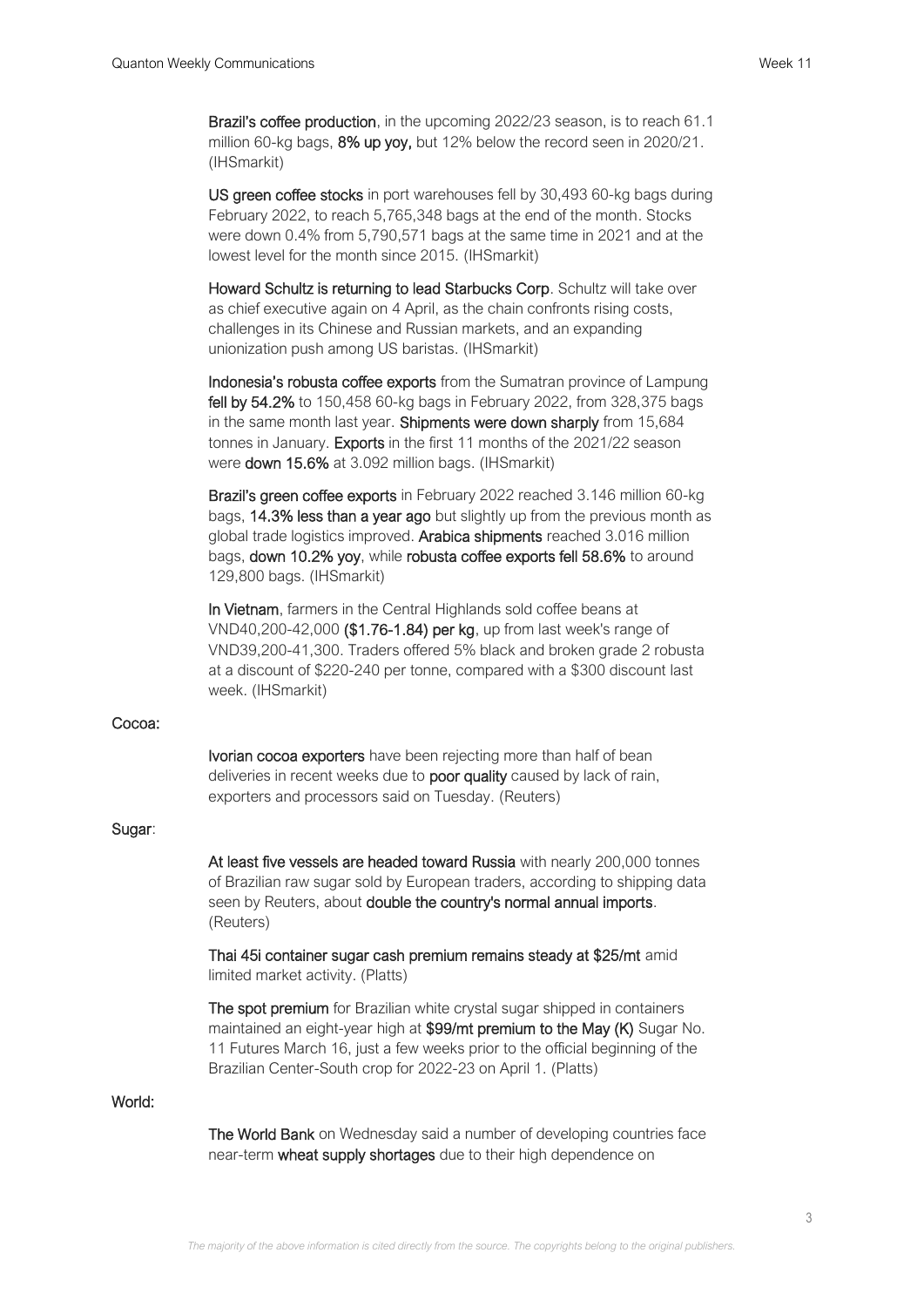**Brazil's coffee production**, in the upcoming 2022/23 season, is to reach 61.1 million 60-kg bags, **8% up yoy,** but 12% below the record seen in 2020/21. (IHSmarkit)

**US green coffee stocks** in port warehouses fell by 30,493 60-kg bags during February 2022, to reach 5,765,348 bags at the end of the month. Stocks were down 0.4% from 5,790,571 bags at the same time in 2021 and at the lowest level for the month since 2015. (IHSmarkit)

**Howard Schultz is returning to lead Starbucks Corp**. Schultz will take over as chief executive again on 4 April, as the chain confronts rising costs, challenges in its Chinese and Russian markets, and an expanding unionization push among US baristas. (IHSmarkit)

**Indonesia's robusta coffee exports** from the Sumatran province of Lampung **fell by 54.2%** to 150,458 60-kg bags in February 2022, from 328,375 bags in the same month last year. **Shipments were down sharply** from 15,684 tonnes in January. **Exports** in the first 11 months of the 2021/22 season were **down 15.6%** at 3.092 million bags. (IHSmarkit)

**Brazil's green coffee exports** in February 2022 reached 3.146 million 60-kg bags, **14.3% less than a year ago** but slightly up from the previous month as global trade logistics improved. **Arabica shipments** reached 3.016 million bags, **down 10.2% yoy**, while **robusta coffee exports fell 58.6%** to around 129,800 bags. (IHSmarkit)

**In Vietnam**, farmers in the Central Highlands sold coffee beans at VND40,200-42,000 **($1.76-1.84) per kg**, up from last week's range of VND39,200-41,300. Traders offered 5% black and broken grade 2 robusta at a discount of $220-240 per tonne, compared with a $300 discount last week. (IHSmarkit)

**Cocoa:**

**Ivorian cocoa exporters** have been rejecting more than half of bean deliveries in recent weeks due to **poor quality** caused by lack of rain, exporters and processors said on Tuesday. (Reuters)

**Sugar**:

**At least five vessels are headed toward Russia** with nearly 200,000 tonnes of Brazilian raw sugar sold by European traders, according to shipping data seen by Reuters, about **double the country's normal annual imports**. (Reuters)

**Thai 45i container sugar cash premium remains steady at $25/mt** amid limited market activity. (Platts)

**The spot premium** for Brazilian white crystal sugar shipped in containers maintained an eight-year high at **$99/mt premium to the May (K)** Sugar No. 11 Futures March 16, just a few weeks prior to the official beginning of the Brazilian Center-South crop for 2022-23 on April 1. (Platts)

**World:**

**The World Bank** on Wednesday said a number of developing countries face near-term **wheat supply shortages** due to their high dependence on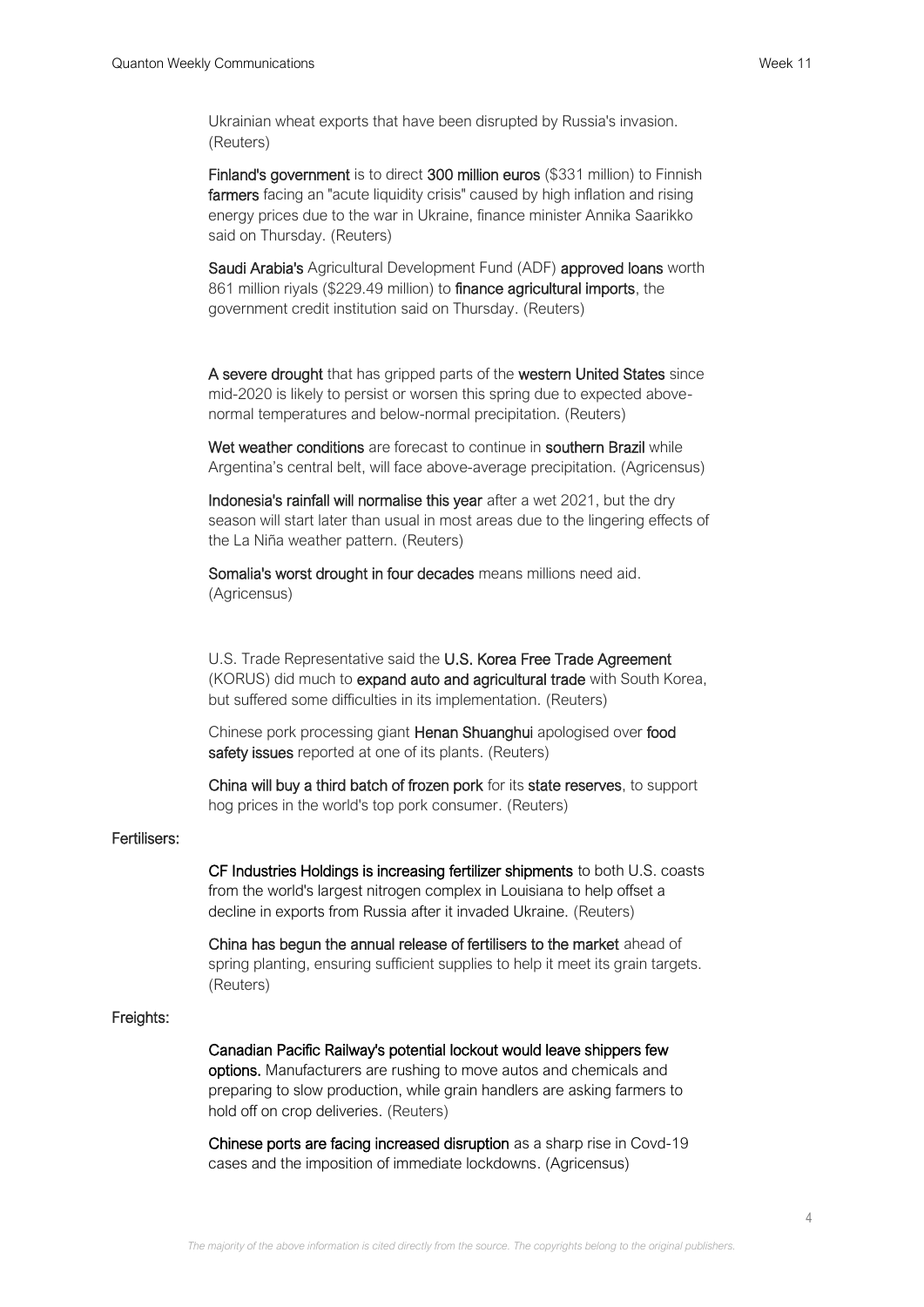Ukrainian wheat exports that have been disrupted by Russia's invasion. (Reuters)

**Finland's government** is to direct **300 million euros** ($331 million) to Finnish **farmers** facing an "acute liquidity crisis" caused by high inflation and rising energy prices due to the war in Ukraine, finance minister Annika Saarikko said on Thursday. (Reuters)

**Saudi Arabia's** Agricultural Development Fund (ADF) **approved loans** worth 861 million riyals ($229.49 million) to **finance agricultural imports**, the government credit institution said on Thursday. (Reuters)

**A severe drought** that has gripped parts of the **western United States** since mid-2020 is likely to persist or worsen this spring due to expected above-normal temperatures and below-normal precipitation. (Reuters)

**Wet weather conditions** are forecast to continue in **southern Brazil** while Argentina's central belt, will face above-average precipitation. (Agricensus)

**Indonesia's rainfall will normalise this year** after a wet 2021, but the dry season will start later than usual in most areas due to the lingering effects of the La Niña weather pattern. (Reuters)

**Somalia's worst drought in four decades** means millions need aid. (Agricensus)

U.S. Trade Representative said the **U.S. Korea Free Trade Agreement** (KORUS) did much to **expand auto and agricultural trade** with South Korea, but suffered some difficulties in its implementation. (Reuters)

Chinese pork processing giant **Henan Shuanghui** apologised over **food safety issues** reported at one of its plants. (Reuters)

**China will buy a third batch of frozen pork** for its **state reserves**, to support hog prices in the world's top pork consumer. (Reuters)

Fertilisers:

**CF Industries Holdings is increasing fertilizer shipments** to both U.S. coasts from the world's largest nitrogen complex in Louisiana to help offset a decline in exports from Russia after it invaded Ukraine. (Reuters)

**China has begun the annual release of fertilisers to the market** ahead of spring planting, ensuring sufficient supplies to help it meet its grain targets. (Reuters)

Freights:

**Canadian Pacific Railway's potential lockout would leave shippers few options.** Manufacturers are rushing to move autos and chemicals and preparing to slow production, while grain handlers are asking farmers to hold off on crop deliveries. (Reuters)

**Chinese ports are facing increased disruption** as a sharp rise in Covd-19 cases and the imposition of immediate lockdowns. (Agricensus)

*The majority of the above information is cited directly from the source. The copyrights belong to the original publishers.*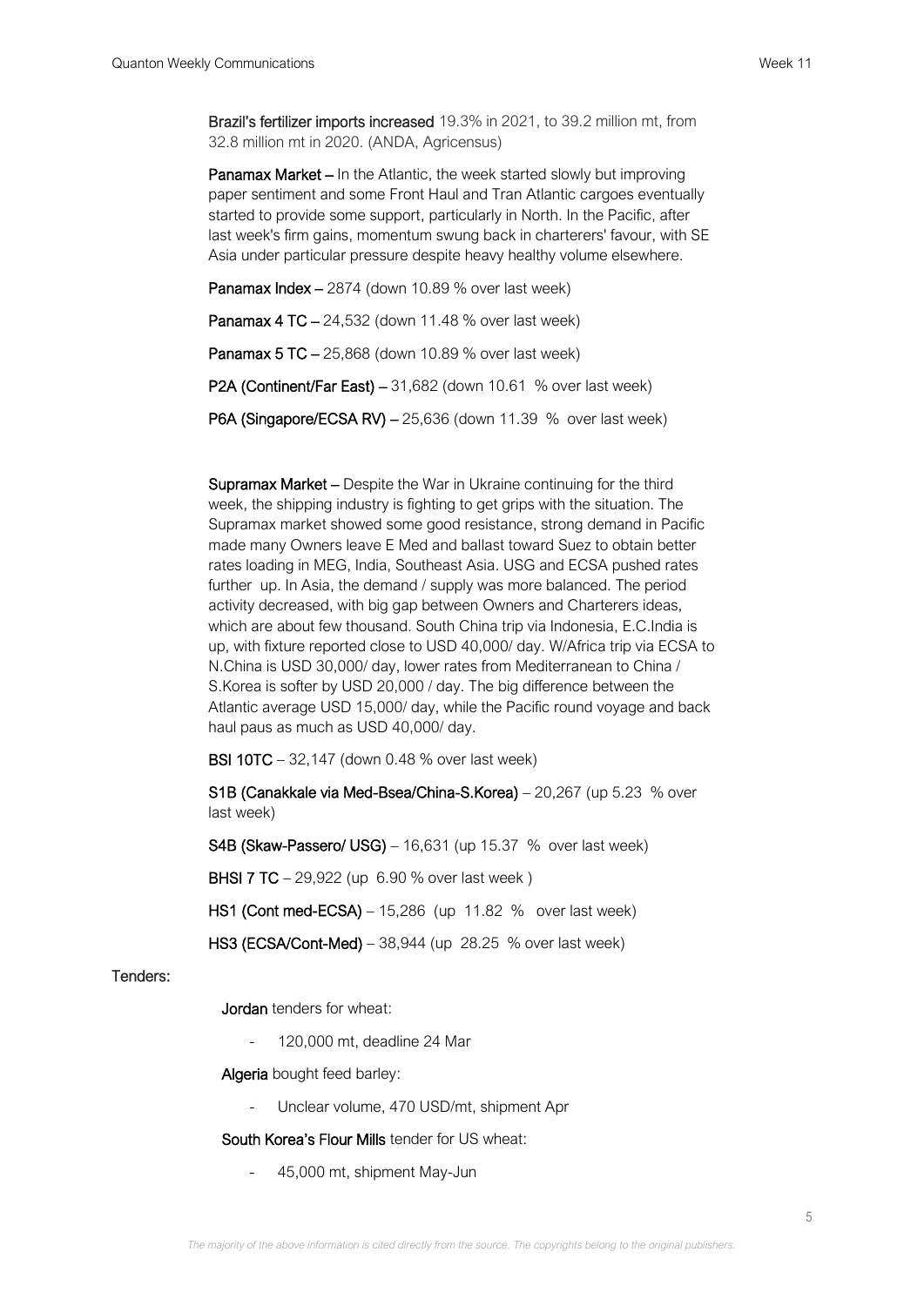**Brazil's fertilizer imports increased** 19.3% in 2021, to 39.2 million mt, from 32.8 million mt in 2020. (ANDA, Agricensus)

**Panamax Market** – In the Atlantic, the week started slowly but improving paper sentiment and some Front Haul and Tran Atlantic cargoes eventually started to provide some support, particularly in North. In the Pacific, after last week's firm gains, momentum swung back in charterers' favour, with SE Asia under particular pressure despite heavy healthy volume elsewhere.

**Panamax Index** – 2874 (down 10.89 % over last week)

**Panamax 4 TC** – 24,532 (down 11.48 % over last week)

**Panamax 5 TC** – 25,868 (down 10.89 % over last week)

**P2A (Continent/Far East)** – 31,682 (down 10.61 % over last week)

**P6A (Singapore/ECSA RV)** – 25,636 (down 11.39 % over last week)

**Supramax Market** – Despite the War in Ukraine continuing for the third week, the shipping industry is fighting to get grips with the situation. The Supramax market showed some good resistance, strong demand in Pacific made many Owners leave E Med and ballast toward Suez to obtain better rates loading in MEG, India, Southeast Asia. USG and ECSA pushed rates further up. In Asia, the demand / supply was more balanced. The period activity decreased, with big gap between Owners and Charterers ideas, which are about few thousand. South China trip via Indonesia, E.C.India is up, with fixture reported close to USD 40,000/ day. W/Africa trip via ECSA to N.China is USD 30,000/ day, lower rates from Mediterranean to China / S.Korea is softer by USD 20,000 / day. The big difference between the Atlantic average USD 15,000/ day, while the Pacific round voyage and back haul paus as much as USD 40,000/ day.

**BSI 10TC** – 32,147 (down 0.48 % over last week)

**S1B (Canakkale via Med-Bsea/China-S.Korea)** – 20,267 (up 5.23 % over last week)

**S4B (Skaw-Passero/ USG)** – 16,631 (up 15.37 % over last week)

**BHSI 7 TC** – 29,922 (up 6.90 % over last week )

**HS1 (Cont med-ECSA)** – 15,286 (up 11.82 % over last week)

**HS3 (ECSA/Cont-Med)** – 38,944 (up 28.25 % over last week)

**Tenders:**

**Jordan** tenders for wheat:

- 120,000 mt, deadline 24 Mar

**Algeria** bought feed barley:

- Unclear volume, 470 USD/mt, shipment Apr

**South Korea's Flour Mills** tender for US wheat:

- 45,000 mt, shipment May-Jun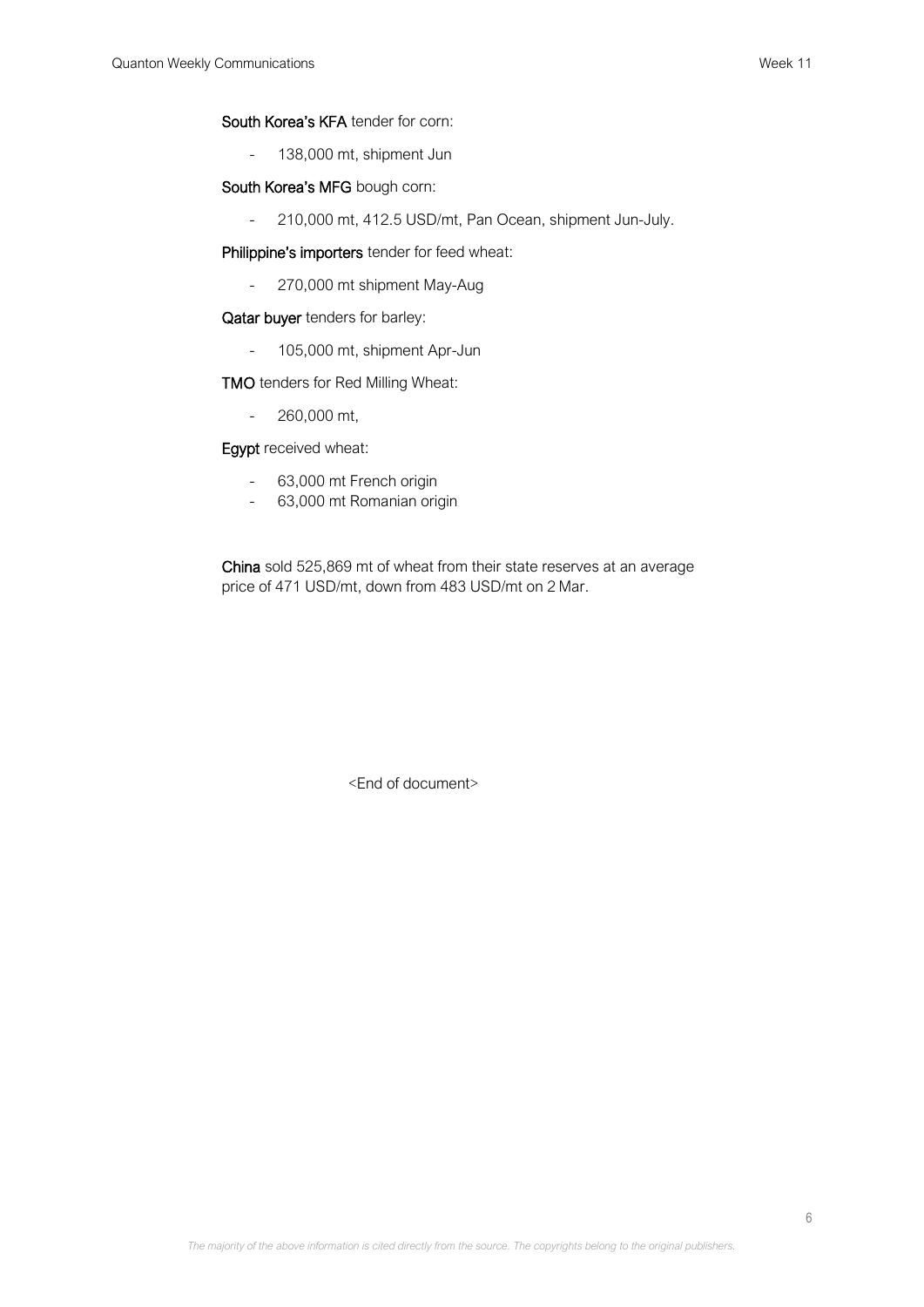**South Korea's KFA** tender for corn:

- 138,000 mt, shipment Jun

**South Korea's MFG** bough corn:

- 210,000 mt, 412.5 USD/mt, Pan Ocean, shipment Jun-July.

**Philippine's importers** tender for feed wheat:

- 270,000 mt shipment May-Aug

**Qatar buyer** tenders for barley:

- 105,000 mt, shipment Apr-Jun

**TMO** tenders for Red Milling Wheat:

- 260,000 mt,

**Egypt** received wheat:

- 63,000 mt French origin
- 63,000 mt Romanian origin

**China** sold 525,869 mt of wheat from their state reserves at an average price of 471 USD/mt, down from 483 USD/mt on 2 Mar.

<End of document>

*The majority of the above information is cited directly from the source. The copyrights belong to the original publishers.*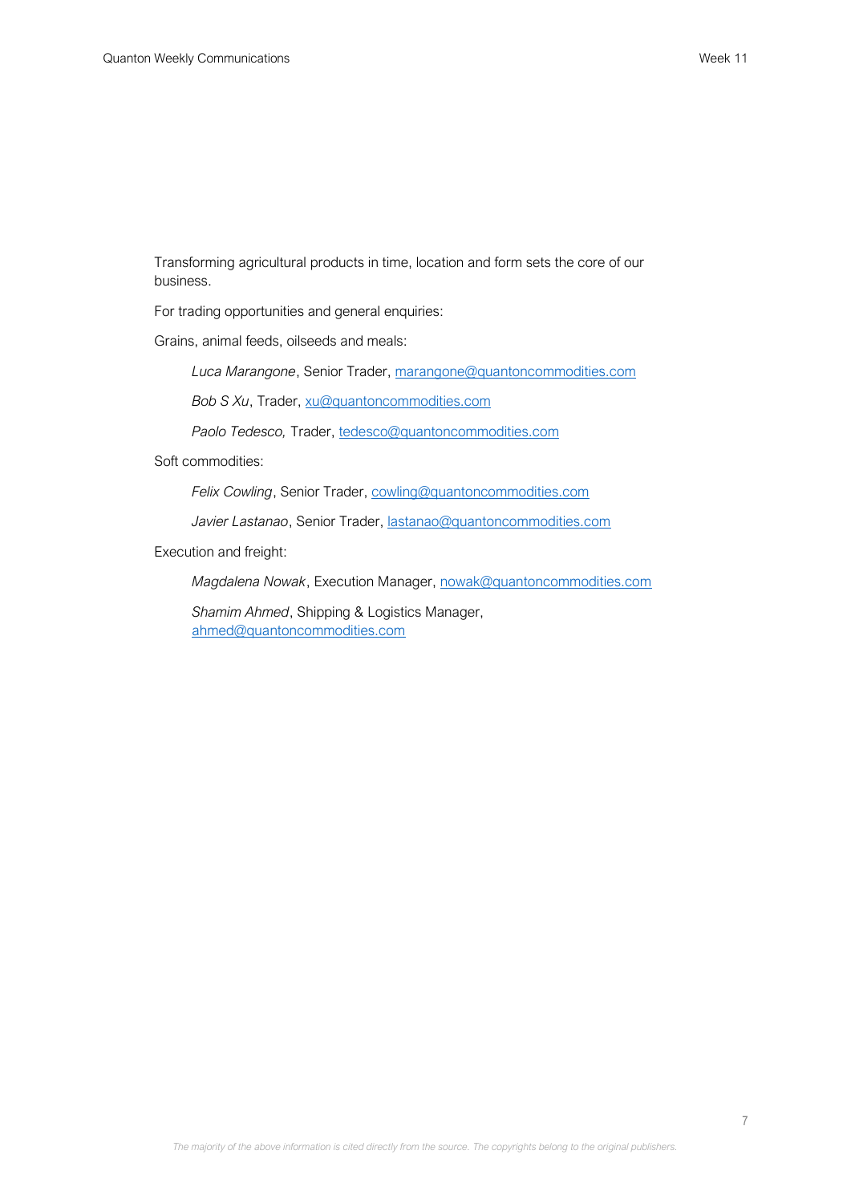Transforming agricultural products in time, location and form sets the core of our business.

For trading opportunities and general enquiries:

Grains, animal feeds, oilseeds and meals:

*Luca Marangone*, Senior Trader, marangone@quantoncommodities.com

*Bob S Xu*, Trader, xu@quantoncommodities.com

*Paolo Tedesco,* Trader, tedesco@quantoncommodities.com

Soft commodities:

*Felix Cowling*, Senior Trader, cowling@quantoncommodities.com

*Javier Lastanao*, Senior Trader, lastanao@quantoncommodities.com

Execution and freight:

*Magdalena Nowak*, Execution Manager, nowak@quantoncommodities.com

*Shamim Ahmed*, Shipping & Logistics Manager, ahmed@quantoncommodities.com

*The majority of the above information is cited directly from the source. The copyrights belong to the original publishers.*